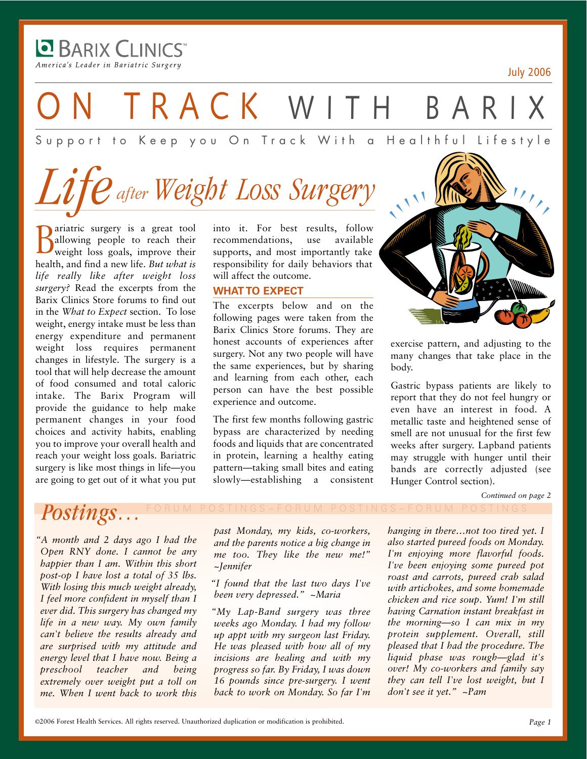**BARIX CLINICS™**
*America's Leader in Bariatric Surgery*

July 2006

# ON TRACK WITH BARIX

Support to Keep you On Track With a Healthful Lifestyle

## *Life after Weight Loss Surgery*

Bariatric surgery is a great tool allowing people to reach their weight loss goals, improve their health, and find a new life. *But what is life really like after weight loss surgery?* Read the excerpts from the Barix Clinics Store forums to find out in the *What to Expect* section. To lose weight, energy intake must be less than energy expenditure and permanent weight loss requires permanent changes in lifestyle. The surgery is a tool that will help decrease the amount of food consumed and total caloric intake. The Barix Program will provide the guidance to help make permanent changes in your food choices and activity habits, enabling you to improve your overall health and reach your weight loss goals. Bariatric surgery is like most things in life—you are going to get out of it what you put into it. For best results, follow recommendations, use available supports, and most importantly take responsibility for daily behaviors that will affect the outcome.

### WHAT TO EXPECT

The excerpts below and on the following pages were taken from the Barix Clinics Store forums. They are honest accounts of experiences after surgery. Not any two people will have the same experiences, but by sharing and learning from each other, each person can have the best possible experience and outcome.

The first few months following gastric bypass are characterized by needing foods and liquids that are concentrated in protein, learning a healthy eating pattern—taking small bites and eating slowly—establishing a consistent exercise pattern, and adjusting to the many changes that take place in the body.

Gastric bypass patients are likely to report that they do not feel hungry or even have an interest in food. A metallic taste and heightened sense of smell are not unusual for the first few weeks after surgery. Lapband patients may struggle with hunger until their bands are correctly adjusted (see Hunger Control section).

*Continued on page 2*

## *Postings…*

FORUM POSTINGS~FORUM POSTINGS~FORUM POSTINGS

*"A month and 2 days ago I had the Open RNY done. I cannot be any happier than I am. Within this short post-op I have lost a total of 35 lbs. With losing this much weight already, I feel more confident in myself than I ever did. This surgery has changed my life in a new way. My own family can't believe the results already and are surprised with my attitude and energy level that I have now. Being a preschool teacher and being extremely over weight put a toll on me. When I went back to work this past Monday, my kids, co-workers, and the parents notice a big change in me too. They like the new me!" ~Jennifer*

*"I found that the last two days I've been very depressed." ~Maria*

*"My Lap-Band surgery was three weeks ago Monday. I had my follow up appt with my surgeon last Friday. He was pleased with how all of my incisions are healing and with my progress so far. By Friday, I was down 16 pounds since pre-surgery. I went back to work on Monday. So far I'm hanging in there…not too tired yet. I also started pureed foods on Monday. I'm enjoying more flavorful foods. I've been enjoying some pureed pot roast and carrots, pureed crab salad with artichokes, and some homemade chicken and rice soup. Yum! I'm still having Carnation instant breakfast in the morning—so I can mix in my protein supplement. Overall, still pleased that I had the procedure. The liquid phase was rough—glad it's over! My co-workers and family say they can tell I've lost weight, but I don't see it yet." ~Pam*

©2006 Forest Health Services. All rights reserved. Unauthorized duplication or modification is prohibited.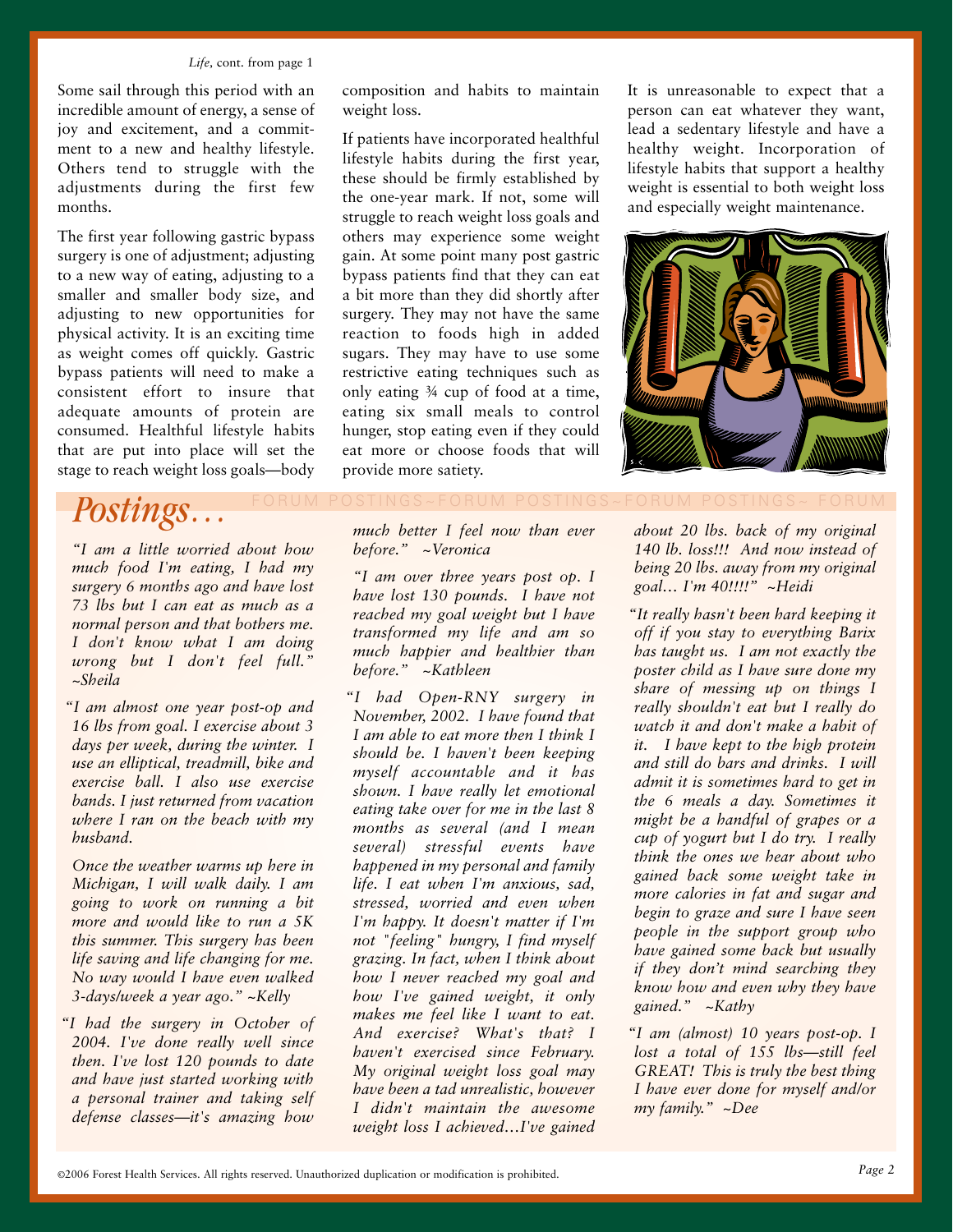*Life*, cont. from page 1

Some sail through this period with an incredible amount of energy, a sense of joy and excitement, and a commitment to a new and healthy lifestyle. Others tend to struggle with the adjustments during the first few months.

The first year following gastric bypass surgery is one of adjustment; adjusting to a new way of eating, adjusting to a smaller and smaller body size, and adjusting to new opportunities for physical activity. It is an exciting time as weight comes off quickly. Gastric bypass patients will need to make a consistent effort to insure that adequate amounts of protein are consumed. Healthful lifestyle habits that are put into place will set the stage to reach weight loss goals—body composition and habits to maintain weight loss.

If patients have incorporated healthful lifestyle habits during the first year, these should be firmly established by the one-year mark. If not, some will struggle to reach weight loss goals and others may experience some weight gain. At some point many post gastric bypass patients find that they can eat a bit more than they did shortly after surgery. They may not have the same reaction to foods high in added sugars. They may have to use some restrictive eating techniques such as only eating ¾ cup of food at a time, eating six small meals to control hunger, stop eating even if they could eat more or choose foods that will provide more satiety.

It is unreasonable to expect that a person can eat whatever they want, lead a sedentary lifestyle and have a healthy weight. Incorporation of lifestyle habits that support a healthy weight is essential to both weight loss and especially weight maintenance.

## *Postings…*

FORUM POSTINGS~FORUM POSTINGS~FORUM POSTINGS~ FORUM

*"I am a little worried about how much food I'm eating, I had my surgery 6 months ago and have lost 73 lbs but I can eat as much as a normal person and that bothers me. I don't know what I am doing wrong but I don't feel full." ~Sheila*

*"I am almost one year post-op and 16 lbs from goal. I exercise about 3 days per week, during the winter. I use an elliptical, treadmill, bike and exercise ball. I also use exercise bands. I just returned from vacation where I ran on the beach with my husband.*

*Once the weather warms up here in Michigan, I will walk daily. I am going to work on running a bit more and would like to run a 5K this summer. This surgery has been life saving and life changing for me. No way would I have even walked 3-days/week a year ago." ~Kelly*

*"I had the surgery in October of 2004. I've done really well since then. I've lost 120 pounds to date and have just started working with a personal trainer and taking self defense classes—it's amazing how much better I feel now than ever before." ~Veronica*

*"I am over three years post op. I have lost 130 pounds. I have not reached my goal weight but I have transformed my life and am so much happier and healthier than before." ~Kathleen*

*"I had Open-RNY surgery in November, 2002. I have found that I am able to eat more then I think I should be. I haven't been keeping myself accountable and it has shown. I have really let emotional eating take over for me in the last 8 months as several (and I mean several) stressful events have happened in my personal and family life. I eat when I'm anxious, sad, stressed, worried and even when I'm happy. It doesn't matter if I'm not "feeling" hungry, I find myself grazing. In fact, when I think about how I never reached my goal and how I've gained weight, it only makes me feel like I want to eat. And exercise? What's that? I haven't exercised since February. My original weight loss goal may have been a tad unrealistic, however I didn't maintain the awesome weight loss I achieved…I've gained about 20 lbs. back of my original 140 lb. loss!!! And now instead of being 20 lbs. away from my original goal… I'm 40!!!!" ~Heidi*

*"It really hasn't been hard keeping it off if you stay to everything Barix has taught us. I am not exactly the poster child as I have sure done my share of messing up on things I really shouldn't eat but I really do watch it and don't make a habit of it. I have kept to the high protein and still do bars and drinks. I will admit it is sometimes hard to get in the 6 meals a day. Sometimes it might be a handful of grapes or a cup of yogurt but I do try. I really think the ones we hear about who gained back some weight take in more calories in fat and sugar and begin to graze and sure I have seen people in the support group who have gained some back but usually if they don't mind searching they know how and even why they have gained." ~Kathy*

*"I am (almost) 10 years post-op. I lost a total of 155 lbs—still feel GREAT! This is truly the best thing I have ever done for myself and/or my family." ~Dee*

©2006 Forest Health Services. All rights reserved. Unauthorized duplication or modification is prohibited.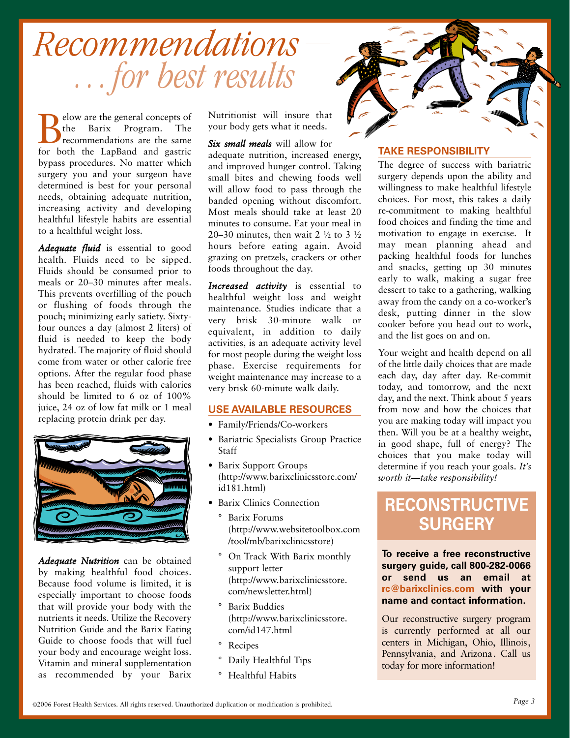# Recommendations — . . . for best results

Below are the general concepts of the Barix Program. The recommendations are the same for both the LapBand and gastric bypass procedures. No matter which surgery you and your surgeon have determined is best for your personal needs, obtaining adequate nutrition, increasing activity and developing healthful lifestyle habits are essential to a healthful weight loss.

***Adequate fluid*** is essential to good health. Fluids need to be sipped. Fluids should be consumed prior to meals or 20–30 minutes after meals. This prevents overfilling of the pouch or flushing of foods through the pouch; minimizing early satiety. Sixty-four ounces a day (almost 2 liters) of fluid is needed to keep the body hydrated. The majority of fluid should come from water or other calorie free options. After the regular food phase has been reached, fluids with calories should be limited to 6 oz of 100% juice, 24 oz of low fat milk or 1 meal replacing protein drink per day.

***Adequate Nutrition*** can be obtained by making healthful food choices. Because food volume is limited, it is especially important to choose foods that will provide your body with the nutrients it needs. Utilize the Recovery Nutrition Guide and the Barix Eating Guide to choose foods that will fuel your body and encourage weight loss. Vitamin and mineral supplementation as recommended by your Barix Nutritionist will insure that your body gets what it needs.

***Six small meals*** will allow for adequate nutrition, increased energy, and improved hunger control. Taking small bites and chewing foods well will allow food to pass through the banded opening without discomfort. Most meals should take at least 20 minutes to consume. Eat your meal in 20–30 minutes, then wait 2 ½ to 3 ½ hours before eating again. Avoid grazing on pretzels, crackers or other foods throughout the day.

***Increased activity*** is essential to healthful weight loss and weight maintenance. Studies indicate that a very brisk 30-minute walk or equivalent, in addition to daily activities, is an adequate activity level for most people during the weight loss phase. Exercise requirements for weight maintenance may increase to a very brisk 60-minute walk daily.

## USE AVAILABLE RESOURCES

- Family/Friends/Co-workers
- Bariatric Specialists Group Practice Staff
- Barix Support Groups (http://www.barixclinicsstore.com/id181.html)
- Barix Clinics Connection
  - Barix Forums (http://www.websitetoolbox.com/tool/mb/barixclinicsstore)
  - On Track With Barix monthly support letter (http://www.barixclinicsstore.com/newsletter.html)
  - Barix Buddies (http://www.barixclinicsstore.com/id147.html
  - Recipes
  - Daily Healthful Tips
  - Healthful Habits

## TAKE RESPONSIBILITY

The degree of success with bariatric surgery depends upon the ability and willingness to make healthful lifestyle choices. For most, this takes a daily re-commitment to making healthful food choices and finding the time and motivation to engage in exercise. It may mean planning ahead and packing healthful foods for lunches and snacks, getting up 30 minutes early to walk, making a sugar free dessert to take to a gathering, walking away from the candy on a co-worker's desk, putting dinner in the slow cooker before you head out to work, and the list goes on and on.

Your weight and health depend on all of the little daily choices that are made each day, day after day. Re-commit today, and tomorrow, and the next day, and the next. Think about 5 years from now and how the choices that you are making today will impact you then. Will you be at a healthy weight, in good shape, full of energy? The choices that you make today will determine if you reach your goals. *It's worth it—take responsibility!*

## RECONSTRUCTIVE SURGERY

**To receive a free reconstructive surgery guide, call 800-282-0066 or send us an email at rc@barixclinics.com with your name and contact information.**

Our reconstructive surgery program is currently performed at all our centers in Michigan, Ohio, Illinois, Pennsylvania, and Arizona. Call us today for more information!

©2006 Forest Health Services. All rights reserved. Unauthorized duplication or modification is prohibited.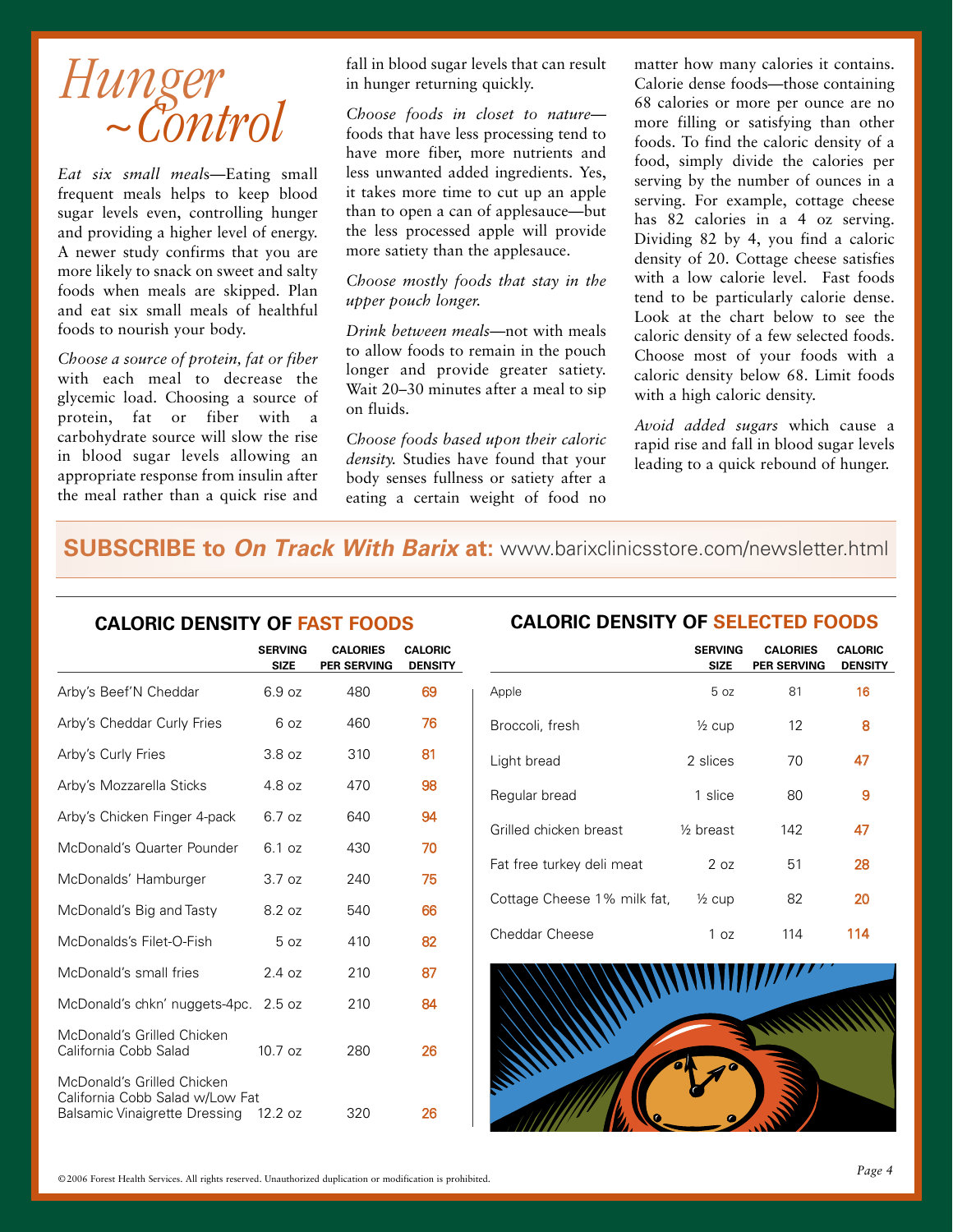# Hunger ~Control

*Eat six small meals*—Eating small frequent meals helps to keep blood sugar levels even, controlling hunger and providing a higher level of energy. A newer study confirms that you are more likely to snack on sweet and salty foods when meals are skipped. Plan and eat six small meals of healthful foods to nourish your body.

*Choose a source of protein, fat or fiber* with each meal to decrease the glycemic load. Choosing a source of protein, fat or fiber with a carbohydrate source will slow the rise in blood sugar levels allowing an appropriate response from insulin after the meal rather than a quick rise and fall in blood sugar levels that can result in hunger returning quickly.

*Choose foods in closet to nature*—foods that have less processing tend to have more fiber, more nutrients and less unwanted added ingredients. Yes, it takes more time to cut up an apple than to open a can of applesauce—but the less processed apple will provide more satiety than the applesauce.

*Choose mostly foods that stay in the upper pouch longer.*

*Drink between meals*—not with meals to allow foods to remain in the pouch longer and provide greater satiety. Wait 20–30 minutes after a meal to sip on fluids.

*Choose foods based upon their caloric density.* Studies have found that your body senses fullness or satiety after a eating a certain weight of food no matter how many calories it contains. Calorie dense foods—those containing 68 calories or more per ounce are no more filling or satisfying than other foods. To find the caloric density of a food, simply divide the calories per serving by the number of ounces in a serving. For example, cottage cheese has 82 calories in a 4 oz serving. Dividing 82 by 4, you find a caloric density of 20. Cottage cheese satisfies with a low calorie level. Fast foods tend to be particularly calorie dense. Look at the chart below to see the caloric density of a few selected foods. Choose most of your foods with a caloric density below 68. Limit foods with a high caloric density.

*Avoid added sugars* which cause a rapid rise and fall in blood sugar levels leading to a quick rebound of hunger.

**SUBSCRIBE to *On Track With Barix* at:** www.barixclinicsstore.com/newsletter.html

### CALORIC DENSITY OF FAST FOODS

| | SERVING SIZE | CALORIES PER SERVING | CALORIC DENSITY |
|---|---|---|---|
| Arby's Beef'N Cheddar | 6.9 oz | 480 | 69 |
| Arby's Cheddar Curly Fries | 6 oz | 460 | 76 |
| Arby's Curly Fries | 3.8 oz | 310 | 81 |
| Arby's Mozzarella Sticks | 4.8 oz | 470 | 98 |
| Arby's Chicken Finger 4-pack | 6.7 oz | 640 | 94 |
| McDonald's Quarter Pounder | 6.1 oz | 430 | 70 |
| McDonalds' Hamburger | 3.7 oz | 240 | 75 |
| McDonald's Big and Tasty | 8.2 oz | 540 | 66 |
| McDonalds's Filet-O-Fish | 5 oz | 410 | 82 |
| McDonald's small fries | 2.4 oz | 210 | 87 |
| McDonald's chkn' nuggets-4pc. | 2.5 oz | 210 | 84 |
| McDonald's Grilled Chicken California Cobb Salad | 10.7 oz | 280 | 26 |
| McDonald's Grilled Chicken California Cobb Salad w/Low Fat Balsamic Vinaigrette Dressing | 12.2 oz | 320 | 26 |

### CALORIC DENSITY OF SELECTED FOODS

| | SERVING SIZE | CALORIES PER SERVING | CALORIC DENSITY |
|---|---|---|---|
| Apple | 5 oz | 81 | 16 |
| Broccoli, fresh | ½ cup | 12 | 8 |
| Light bread | 2 slices | 70 | 47 |
| Regular bread | 1 slice | 80 | 9 |
| Grilled chicken breast | ½ breast | 142 | 47 |
| Fat free turkey deli meat | 2 oz | 51 | 28 |
| Cottage Cheese 1% milk fat, | ½ cup | 82 | 20 |
| Cheddar Cheese | 1 oz | 114 | 114 |

©2006 Forest Health Services. All rights reserved. Unauthorized duplication or modification is prohibited.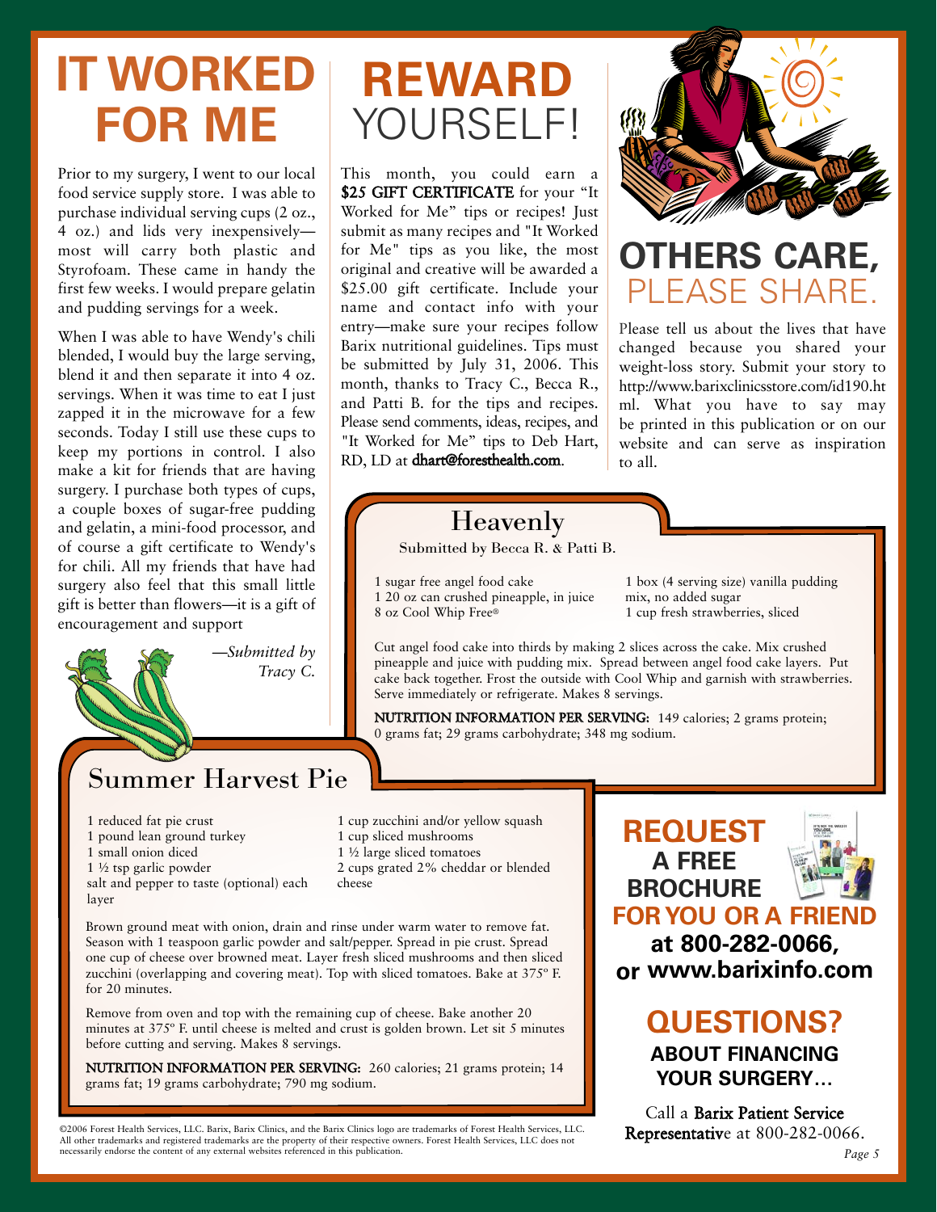# IT WORKED FOR ME

Prior to my surgery, I went to our local food service supply store. I was able to purchase individual serving cups (2 oz., 4 oz.) and lids very inexpensively—most will carry both plastic and Styrofoam. These came in handy the first few weeks. I would prepare gelatin and pudding servings for a week.

When I was able to have Wendy's chili blended, I would buy the large serving, blend it and then separate it into 4 oz. servings. When it was time to eat I just zapped it in the microwave for a few seconds. Today I still use these cups to keep my portions in control. I also make a kit for friends that are having surgery. I purchase both types of cups, a couple boxes of sugar-free pudding and gelatin, a mini-food processor, and of course a gift certificate to Wendy's for chili. All my friends that have had surgery also feel that this small little gift is better than flowers—it is a gift of encouragement and support

*—Submitted by Tracy C.*

# REWARD YOURSELF!

This month, you could earn a **$25 GIFT CERTIFICATE** for your "It Worked for Me" tips or recipes! Just submit as many recipes and "It Worked for Me" tips as you like, the most original and creative will be awarded a $25.00 gift certificate. Include your name and contact info with your entry—make sure your recipes follow Barix nutritional guidelines. Tips must be submitted by July 31, 2006. This month, thanks to Tracy C., Becca R., and Patti B. for the tips and recipes. Please send comments, ideas, recipes, and "It Worked for Me" tips to Deb Hart, RD, LD at **dhart@foresthealth.com**.

# OTHERS CARE, PLEASE SHARE.

Please tell us about the lives that have changed because you shared your weight-loss story. Submit your story to http://www.barixclinicsstore.com/id190.html. What you have to say may be printed in this publication or on our website and can serve as inspiration to all.

## Heavenly

Submitted by Becca R. & Patti B.

- 1 sugar free angel food cake
- 1 20 oz can crushed pineapple, in juice
- 8 oz Cool Whip Free®
- 1 box (4 serving size) vanilla pudding mix, no added sugar
- 1 cup fresh strawberries, sliced

Cut angel food cake into thirds by making 2 slices across the cake. Mix crushed pineapple and juice with pudding mix. Spread between angel food cake layers. Put cake back together. Frost the outside with Cool Whip and garnish with strawberries. Serve immediately or refrigerate. Makes 8 servings.

**NUTRITION INFORMATION PER SERVING:** 149 calories; 2 grams protein; 0 grams fat; 29 grams carbohydrate; 348 mg sodium.

## Summer Harvest Pie

- 1 reduced fat pie crust
- 1 pound lean ground turkey
- 1 small onion diced
- 1 ½ tsp garlic powder
- salt and pepper to taste (optional) each layer
- 1 cup zucchini and/or yellow squash
- 1 cup sliced mushrooms
- 1 ½ large sliced tomatoes
- 2 cups grated 2% cheddar or blended cheese

Brown ground meat with onion, drain and rinse under warm water to remove fat. Season with 1 teaspoon garlic powder and salt/pepper. Spread in pie crust. Spread one cup of cheese over browned meat. Layer fresh sliced mushrooms and then sliced zucchini (overlapping and covering meat). Top with sliced tomatoes. Bake at 375° F. for 20 minutes.

Remove from oven and top with the remaining cup of cheese. Bake another 20 minutes at 375° F. until cheese is melted and crust is golden brown. Let sit 5 minutes before cutting and serving. Makes 8 servings.

**NUTRITION INFORMATION PER SERVING:** 260 calories; 21 grams protein; 14 grams fat; 19 grams carbohydrate; 790 mg sodium.

## REQUEST A FREE BROCHURE FOR YOU OR A FRIEND

**at 800-282-0066, or www.barixinfo.com**

## QUESTIONS?

**ABOUT FINANCING YOUR SURGERY…**

Call a **Barix Patient Service Representative** at 800-282-0066.

©2006 Forest Health Services, LLC. Barix, Barix Clinics, and the Barix Clinics logo are trademarks of Forest Health Services, LLC. All other trademarks and registered trademarks are the property of their respective owners. Forest Health Services, LLC does not necessarily endorse the content of any external websites referenced in this publication.